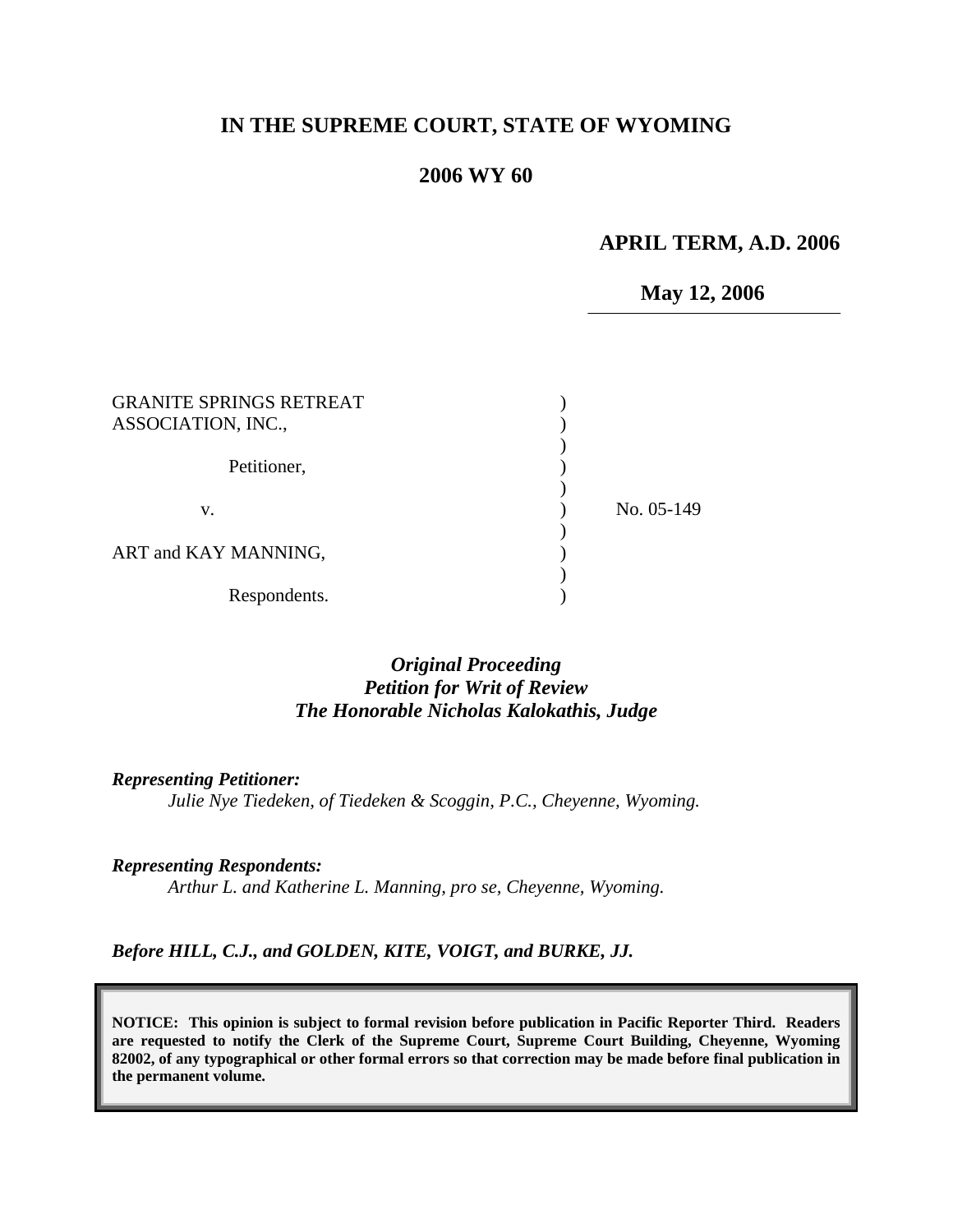**IN THE SUPREME COURT, STATE OF WYOMING**

**2006 WY 60**

**APRIL TERM, A.D. 2006**

**May 12, 2006**

| | | |
|---|---|---|
| GRANITE SPRINGS RETREAT ASSOCIATION, INC., | ) | |
| Petitioner, | ) | |
| v. | ) | No. 05-149 |
| ART and KAY MANNING, | ) | |
| Respondents. | ) | |

***Original Proceeding***
***Petition for Writ of Review***
***The Honorable Nicholas Kalokathis, Judge***

***Representing Petitioner:***

*Julie Nye Tiedeken, of Tiedeken & Scoggin, P.C., Cheyenne, Wyoming.*

***Representing Respondents:***

*Arthur L. and Katherine L. Manning, pro se, Cheyenne, Wyoming.*

***Before HILL, C.J., and GOLDEN, KITE, VOIGT, and BURKE, JJ.***

**NOTICE: This opinion is subject to formal revision before publication in Pacific Reporter Third. Readers are requested to notify the Clerk of the Supreme Court, Supreme Court Building, Cheyenne, Wyoming 82002, of any typographical or other formal errors so that correction may be made before final publication in the permanent volume.**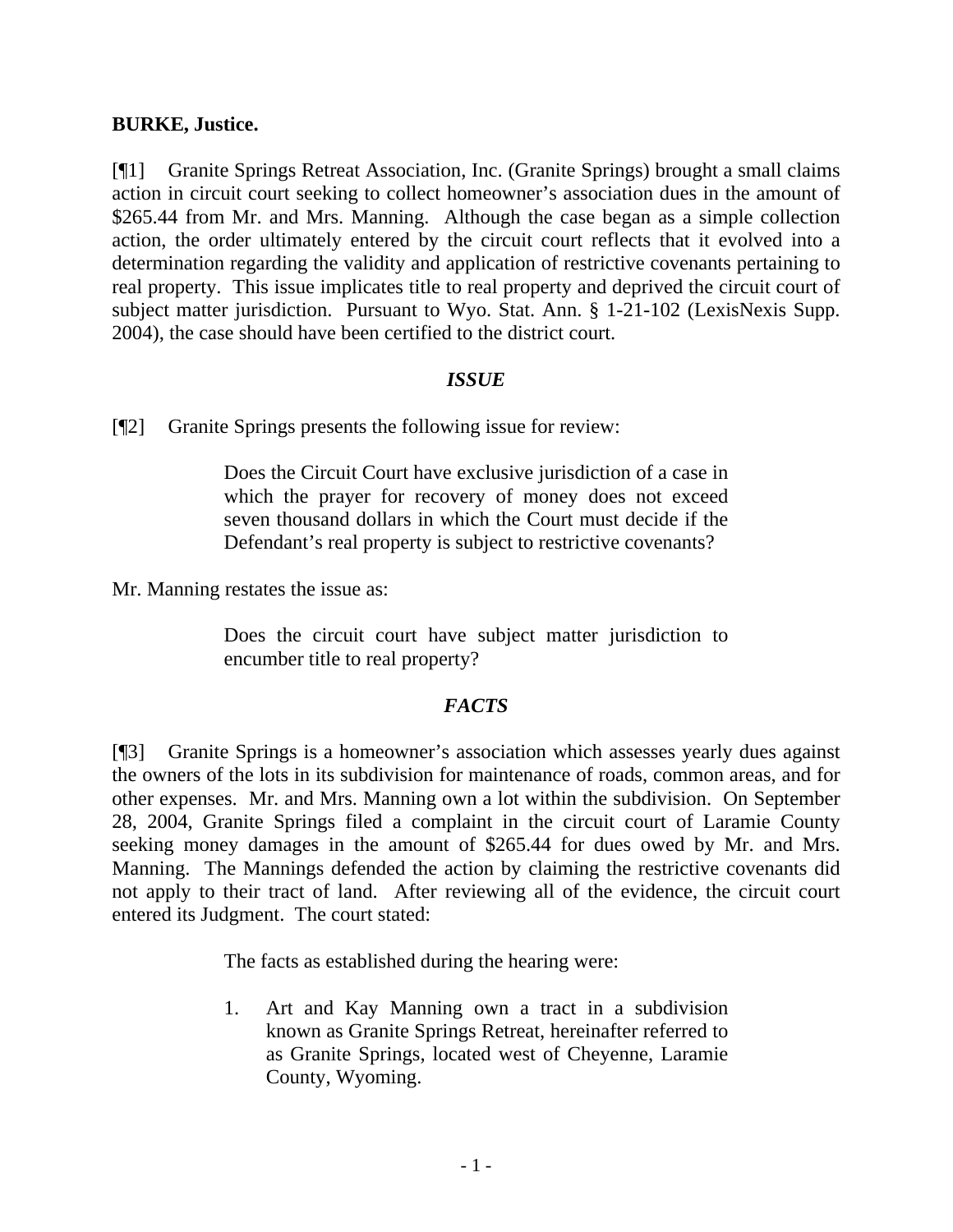**BURKE, Justice.**

[¶1] Granite Springs Retreat Association, Inc. (Granite Springs) brought a small claims action in circuit court seeking to collect homeowner's association dues in the amount of $265.44 from Mr. and Mrs. Manning. Although the case began as a simple collection action, the order ultimately entered by the circuit court reflects that it evolved into a determination regarding the validity and application of restrictive covenants pertaining to real property. This issue implicates title to real property and deprived the circuit court of subject matter jurisdiction. Pursuant to Wyo. Stat. Ann. § 1-21-102 (LexisNexis Supp. 2004), the case should have been certified to the district court.

### *ISSUE*

[¶2] Granite Springs presents the following issue for review:

> Does the Circuit Court have exclusive jurisdiction of a case in which the prayer for recovery of money does not exceed seven thousand dollars in which the Court must decide if the Defendant's real property is subject to restrictive covenants?

Mr. Manning restates the issue as:

> Does the circuit court have subject matter jurisdiction to encumber title to real property?

### *FACTS*

[¶3] Granite Springs is a homeowner's association which assesses yearly dues against the owners of the lots in its subdivision for maintenance of roads, common areas, and for other expenses. Mr. and Mrs. Manning own a lot within the subdivision. On September 28, 2004, Granite Springs filed a complaint in the circuit court of Laramie County seeking money damages in the amount of $265.44 for dues owed by Mr. and Mrs. Manning. The Mannings defended the action by claiming the restrictive covenants did not apply to their tract of land. After reviewing all of the evidence, the circuit court entered its Judgment. The court stated:

> The facts as established during the hearing were:
>
> 1. Art and Kay Manning own a tract in a subdivision known as Granite Springs Retreat, hereinafter referred to as Granite Springs, located west of Cheyenne, Laramie County, Wyoming.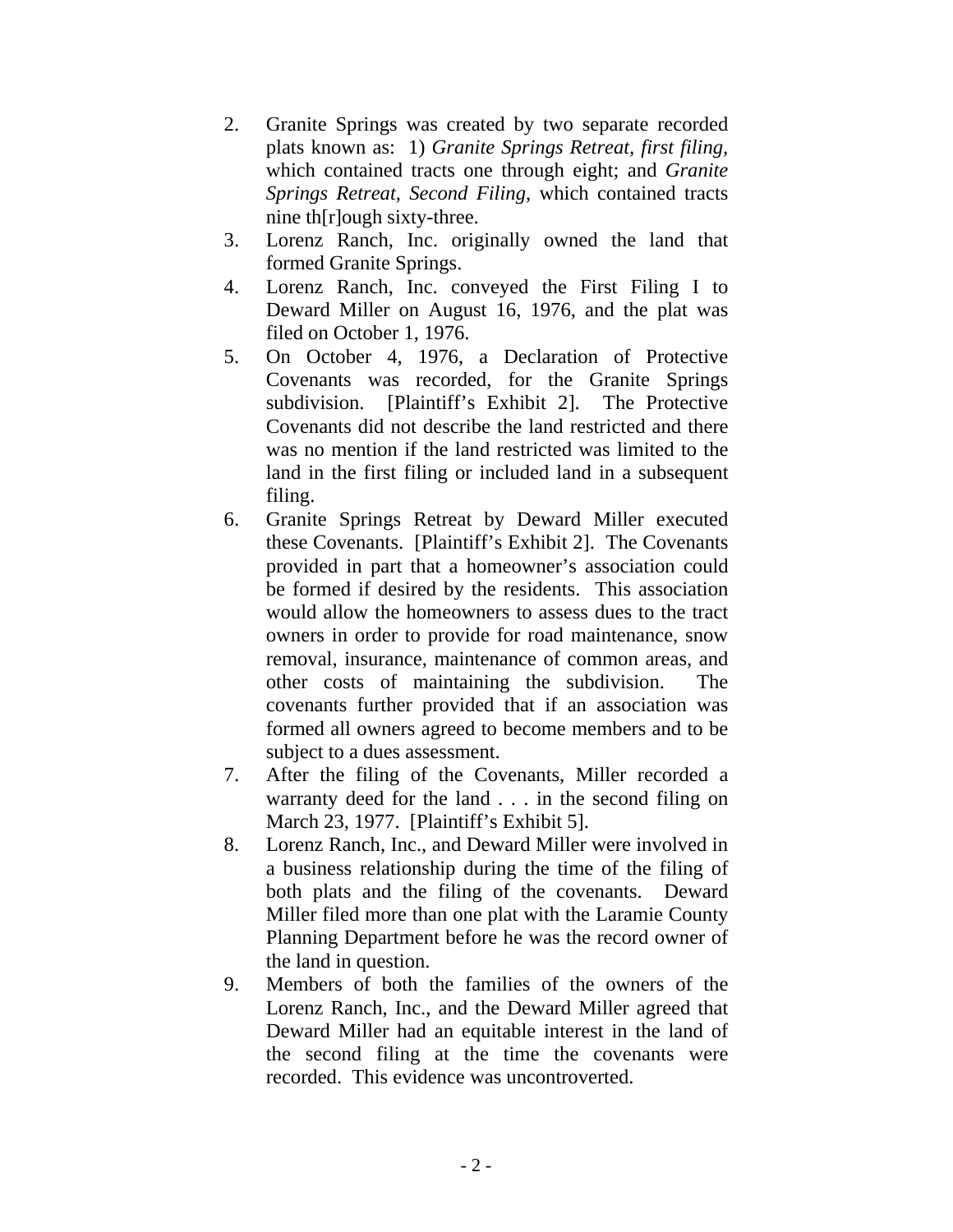2. Granite Springs was created by two separate recorded plats known as: 1) *Granite Springs Retreat, first filing*, which contained tracts one through eight; and *Granite Springs Retreat, Second Filing*, which contained tracts nine th[r]ough sixty-three.
3. Lorenz Ranch, Inc. originally owned the land that formed Granite Springs.
4. Lorenz Ranch, Inc. conveyed the First Filing I to Deward Miller on August 16, 1976, and the plat was filed on October 1, 1976.
5. On October 4, 1976, a Declaration of Protective Covenants was recorded, for the Granite Springs subdivision. [Plaintiff's Exhibit 2]. The Protective Covenants did not describe the land restricted and there was no mention if the land restricted was limited to the land in the first filing or included land in a subsequent filing.
6. Granite Springs Retreat by Deward Miller executed these Covenants. [Plaintiff's Exhibit 2]. The Covenants provided in part that a homeowner's association could be formed if desired by the residents. This association would allow the homeowners to assess dues to the tract owners in order to provide for road maintenance, snow removal, insurance, maintenance of common areas, and other costs of maintaining the subdivision. The covenants further provided that if an association was formed all owners agreed to become members and to be subject to a dues assessment.
7. After the filing of the Covenants, Miller recorded a warranty deed for the land . . . in the second filing on March 23, 1977. [Plaintiff's Exhibit 5].
8. Lorenz Ranch, Inc., and Deward Miller were involved in a business relationship during the time of the filing of both plats and the filing of the covenants. Deward Miller filed more than one plat with the Laramie County Planning Department before he was the record owner of the land in question.
9. Members of both the families of the owners of the Lorenz Ranch, Inc., and the Deward Miller agreed that Deward Miller had an equitable interest in the land of the second filing at the time the covenants were recorded. This evidence was uncontroverted.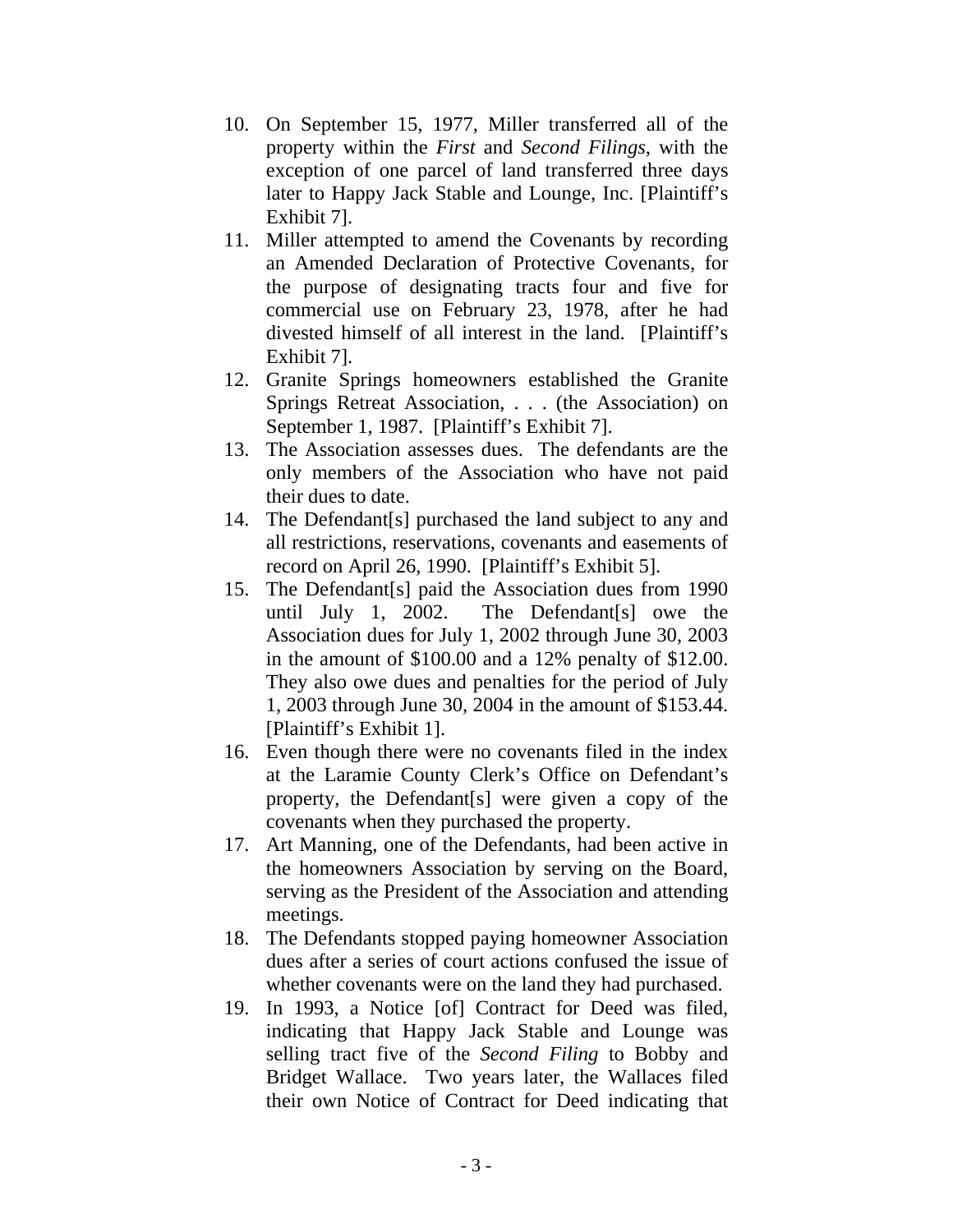10. On September 15, 1977, Miller transferred all of the property within the *First* and *Second Filings*, with the exception of one parcel of land transferred three days later to Happy Jack Stable and Lounge, Inc. [Plaintiff's Exhibit 7].
11. Miller attempted to amend the Covenants by recording an Amended Declaration of Protective Covenants, for the purpose of designating tracts four and five for commercial use on February 23, 1978, after he had divested himself of all interest in the land. [Plaintiff's Exhibit 7].
12. Granite Springs homeowners established the Granite Springs Retreat Association, . . . (the Association) on September 1, 1987. [Plaintiff's Exhibit 7].
13. The Association assesses dues. The defendants are the only members of the Association who have not paid their dues to date.
14. The Defendant[s] purchased the land subject to any and all restrictions, reservations, covenants and easements of record on April 26, 1990. [Plaintiff's Exhibit 5].
15. The Defendant[s] paid the Association dues from 1990 until July 1, 2002. The Defendant[s] owe the Association dues for July 1, 2002 through June 30, 2003 in the amount of $100.00 and a 12% penalty of $12.00. They also owe dues and penalties for the period of July 1, 2003 through June 30, 2004 in the amount of $153.44. [Plaintiff's Exhibit 1].
16. Even though there were no covenants filed in the index at the Laramie County Clerk's Office on Defendant's property, the Defendant[s] were given a copy of the covenants when they purchased the property.
17. Art Manning, one of the Defendants, had been active in the homeowners Association by serving on the Board, serving as the President of the Association and attending meetings.
18. The Defendants stopped paying homeowner Association dues after a series of court actions confused the issue of whether covenants were on the land they had purchased.
19. In 1993, a Notice [of] Contract for Deed was filed, indicating that Happy Jack Stable and Lounge was selling tract five of the *Second Filing* to Bobby and Bridget Wallace. Two years later, the Wallaces filed their own Notice of Contract for Deed indicating that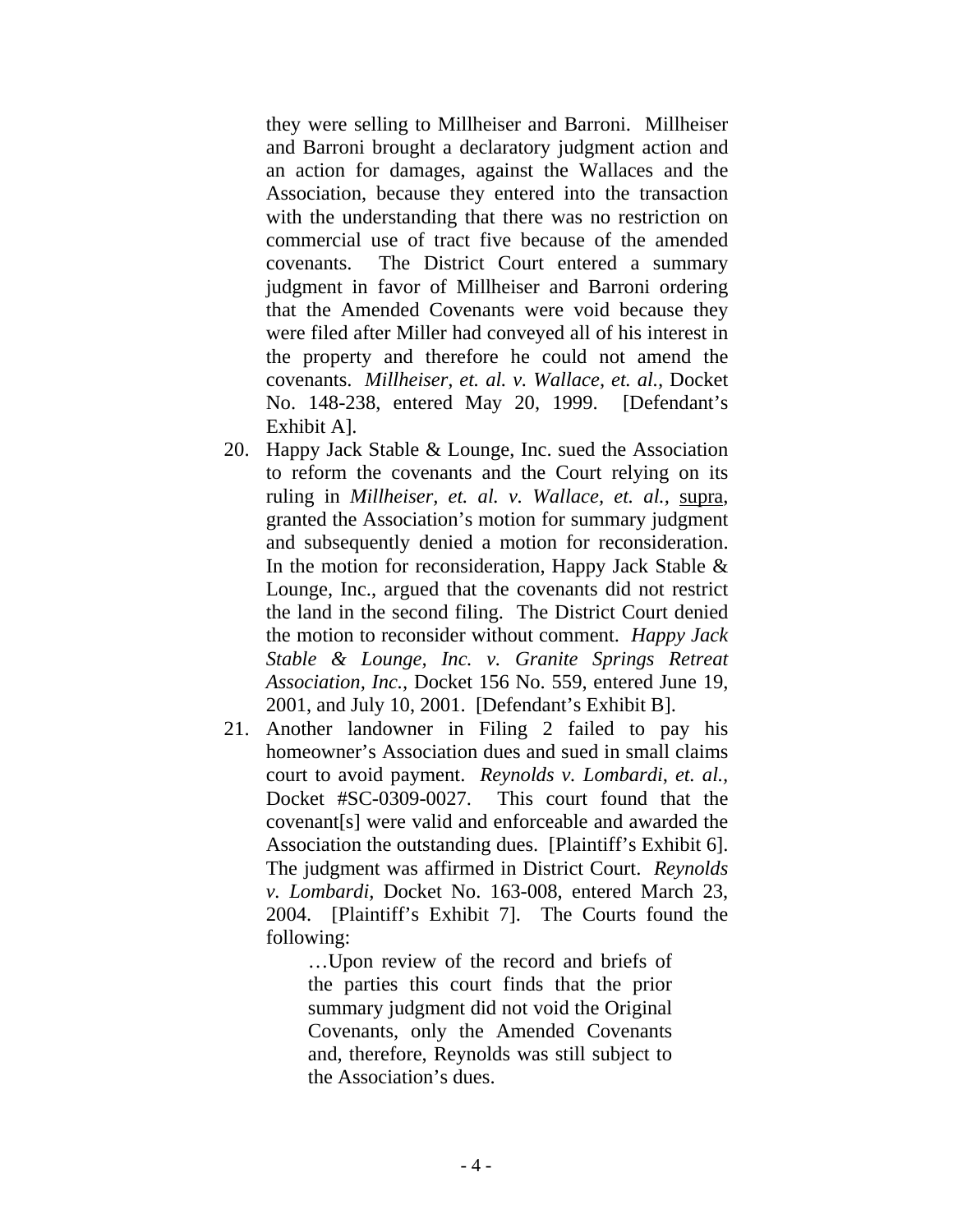they were selling to Millheiser and Barroni. Millheiser and Barroni brought a declaratory judgment action and an action for damages, against the Wallaces and the Association, because they entered into the transaction with the understanding that there was no restriction on commercial use of tract five because of the amended covenants. The District Court entered a summary judgment in favor of Millheiser and Barroni ordering that the Amended Covenants were void because they were filed after Miller had conveyed all of his interest in the property and therefore he could not amend the covenants. *Millheiser, et. al. v. Wallace, et. al.,* Docket No. 148-238, entered May 20, 1999. [Defendant's Exhibit A].

20. Happy Jack Stable & Lounge, Inc. sued the Association to reform the covenants and the Court relying on its ruling in *Millheiser, et. al. v. Wallace, et. al.,* supra, granted the Association's motion for summary judgment and subsequently denied a motion for reconsideration. In the motion for reconsideration, Happy Jack Stable & Lounge, Inc., argued that the covenants did not restrict the land in the second filing. The District Court denied the motion to reconsider without comment. *Happy Jack Stable & Lounge, Inc. v. Granite Springs Retreat Association, Inc.,* Docket 156 No. 559, entered June 19, 2001, and July 10, 2001. [Defendant's Exhibit B].

21. Another landowner in Filing 2 failed to pay his homeowner's Association dues and sued in small claims court to avoid payment. *Reynolds v. Lombardi, et. al.,* Docket #SC-0309-0027. This court found that the covenant[s] were valid and enforceable and awarded the Association the outstanding dues. [Plaintiff's Exhibit 6]. The judgment was affirmed in District Court. *Reynolds v. Lombardi,* Docket No. 163-008, entered March 23, 2004. [Plaintiff's Exhibit 7]. The Courts found the following:

   > …Upon review of the record and briefs of the parties this court finds that the prior summary judgment did not void the Original Covenants, only the Amended Covenants and, therefore, Reynolds was still subject to the Association's dues.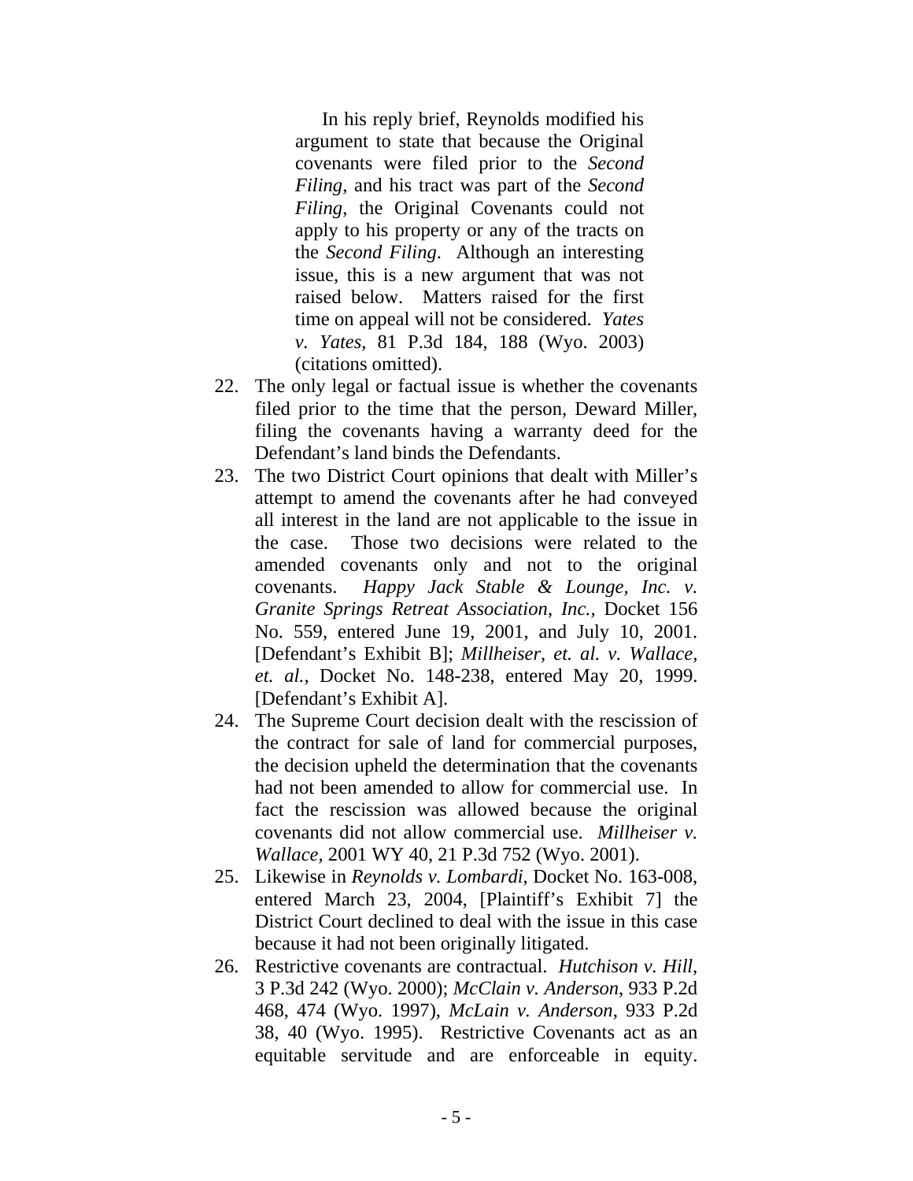> In his reply brief, Reynolds modified his argument to state that because the Original covenants were filed prior to the *Second Filing*, and his tract was part of the *Second Filing*, the Original Covenants could not apply to his property or any of the tracts on the *Second Filing*. Although an interesting issue, this is a new argument that was not raised below. Matters raised for the first time on appeal will not be considered. *Yates v. Yates*, 81 P.3d 184, 188 (Wyo. 2003) (citations omitted).

22. The only legal or factual issue is whether the covenants filed prior to the time that the person, Deward Miller, filing the covenants having a warranty deed for the Defendant's land binds the Defendants.
23. The two District Court opinions that dealt with Miller's attempt to amend the covenants after he had conveyed all interest in the land are not applicable to the issue in the case. Those two decisions were related to the amended covenants only and not to the original covenants. *Happy Jack Stable & Lounge, Inc. v. Granite Springs Retreat Association, Inc.*, Docket 156 No. 559, entered June 19, 2001, and July 10, 2001. [Defendant's Exhibit B]; *Millheiser, et. al. v. Wallace, et. al.*, Docket No. 148-238, entered May 20, 1999. [Defendant's Exhibit A].
24. The Supreme Court decision dealt with the rescission of the contract for sale of land for commercial purposes, the decision upheld the determination that the covenants had not been amended to allow for commercial use. In fact the rescission was allowed because the original covenants did not allow commercial use. *Millheiser v. Wallace*, 2001 WY 40, 21 P.3d 752 (Wyo. 2001).
25. Likewise in *Reynolds v. Lombardi*, Docket No. 163-008, entered March 23, 2004, [Plaintiff's Exhibit 7] the District Court declined to deal with the issue in this case because it had not been originally litigated.
26. Restrictive covenants are contractual. *Hutchison v. Hill*, 3 P.3d 242 (Wyo. 2000); *McClain v. Anderson*, 933 P.2d 468, 474 (Wyo. 1997), *McLain v. Anderson*, 933 P.2d 38, 40 (Wyo. 1995). Restrictive Covenants act as an equitable servitude and are enforceable in equity.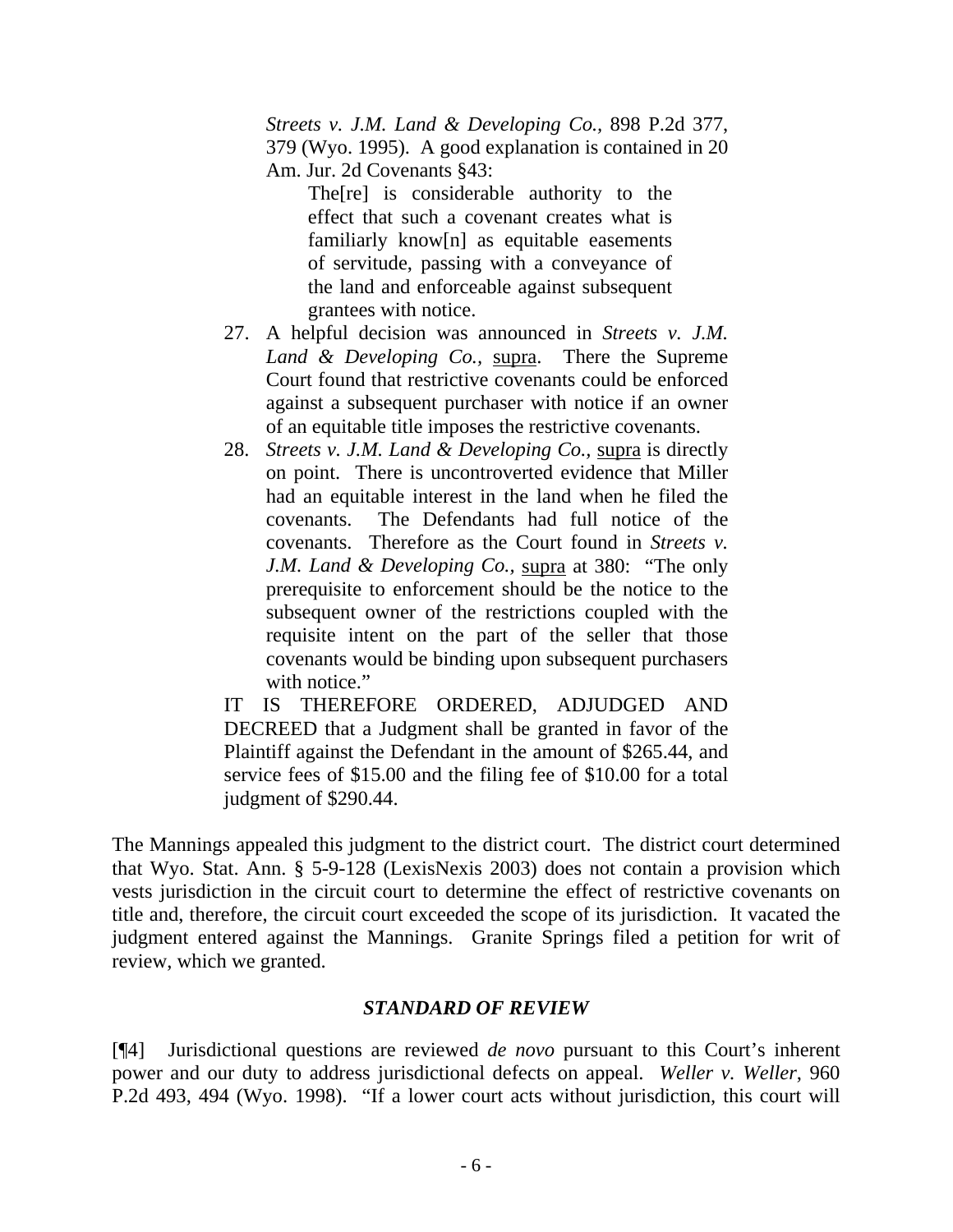> *Streets v. J.M. Land & Developing Co.*, 898 P.2d 377, 379 (Wyo. 1995). A good explanation is contained in 20 Am. Jur. 2d Covenants §43:
>
> > The[re] is considerable authority to the effect that such a covenant creates what is familiarly know[n] as equitable easements of servitude, passing with a conveyance of the land and enforceable against subsequent grantees with notice.
>
> 27. A helpful decision was announced in *Streets v. J.M. Land & Developing Co.*, supra. There the Supreme Court found that restrictive covenants could be enforced against a subsequent purchaser with notice if an owner of an equitable title imposes the restrictive covenants.
> 28. *Streets v. J.M. Land & Developing Co.*, supra is directly on point. There is uncontroverted evidence that Miller had an equitable interest in the land when he filed the covenants. The Defendants had full notice of the covenants. Therefore as the Court found in *Streets v. J.M. Land & Developing Co.*, supra at 380: "The only prerequisite to enforcement should be the notice to the subsequent owner of the restrictions coupled with the requisite intent on the part of the seller that those covenants would be binding upon subsequent purchasers with notice."
>
> IT IS THEREFORE ORDERED, ADJUDGED AND DECREED that a Judgment shall be granted in favor of the Plaintiff against the Defendant in the amount of $265.44, and service fees of $15.00 and the filing fee of $10.00 for a total judgment of $290.44.

The Mannings appealed this judgment to the district court. The district court determined that Wyo. Stat. Ann. § 5-9-128 (LexisNexis 2003) does not contain a provision which vests jurisdiction in the circuit court to determine the effect of restrictive covenants on title and, therefore, the circuit court exceeded the scope of its jurisdiction. It vacated the judgment entered against the Mannings. Granite Springs filed a petition for writ of review, which we granted.

### *STANDARD OF REVIEW*

[¶4] Jurisdictional questions are reviewed *de novo* pursuant to this Court's inherent power and our duty to address jurisdictional defects on appeal. *Weller v. Weller*, 960 P.2d 493, 494 (Wyo. 1998). "If a lower court acts without jurisdiction, this court will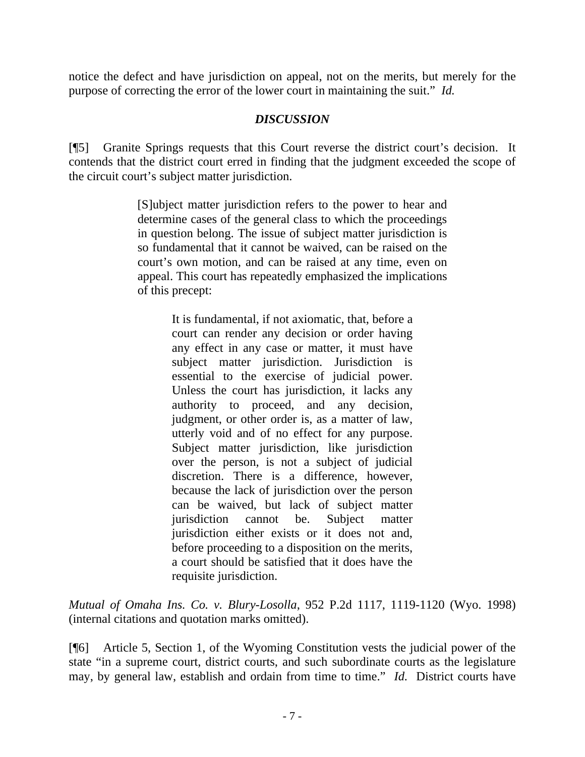notice the defect and have jurisdiction on appeal, not on the merits, but merely for the purpose of correcting the error of the lower court in maintaining the suit." *Id.*

### *DISCUSSION*

[¶5] Granite Springs requests that this Court reverse the district court's decision. It contends that the district court erred in finding that the judgment exceeded the scope of the circuit court's subject matter jurisdiction.

> [S]ubject matter jurisdiction refers to the power to hear and determine cases of the general class to which the proceedings in question belong. The issue of subject matter jurisdiction is so fundamental that it cannot be waived, can be raised on the court's own motion, and can be raised at any time, even on appeal. This court has repeatedly emphasized the implications of this precept:
>
> > It is fundamental, if not axiomatic, that, before a court can render any decision or order having any effect in any case or matter, it must have subject matter jurisdiction. Jurisdiction is essential to the exercise of judicial power. Unless the court has jurisdiction, it lacks any authority to proceed, and any decision, judgment, or other order is, as a matter of law, utterly void and of no effect for any purpose. Subject matter jurisdiction, like jurisdiction over the person, is not a subject of judicial discretion. There is a difference, however, because the lack of jurisdiction over the person can be waived, but lack of subject matter jurisdiction cannot be. Subject matter jurisdiction either exists or it does not and, before proceeding to a disposition on the merits, a court should be satisfied that it does have the requisite jurisdiction.

*Mutual of Omaha Ins. Co. v. Blury-Losolla*, 952 P.2d 1117, 1119-1120 (Wyo. 1998) (internal citations and quotation marks omitted).

[¶6] Article 5, Section 1, of the Wyoming Constitution vests the judicial power of the state "in a supreme court, district courts, and such subordinate courts as the legislature may, by general law, establish and ordain from time to time." *Id.* District courts have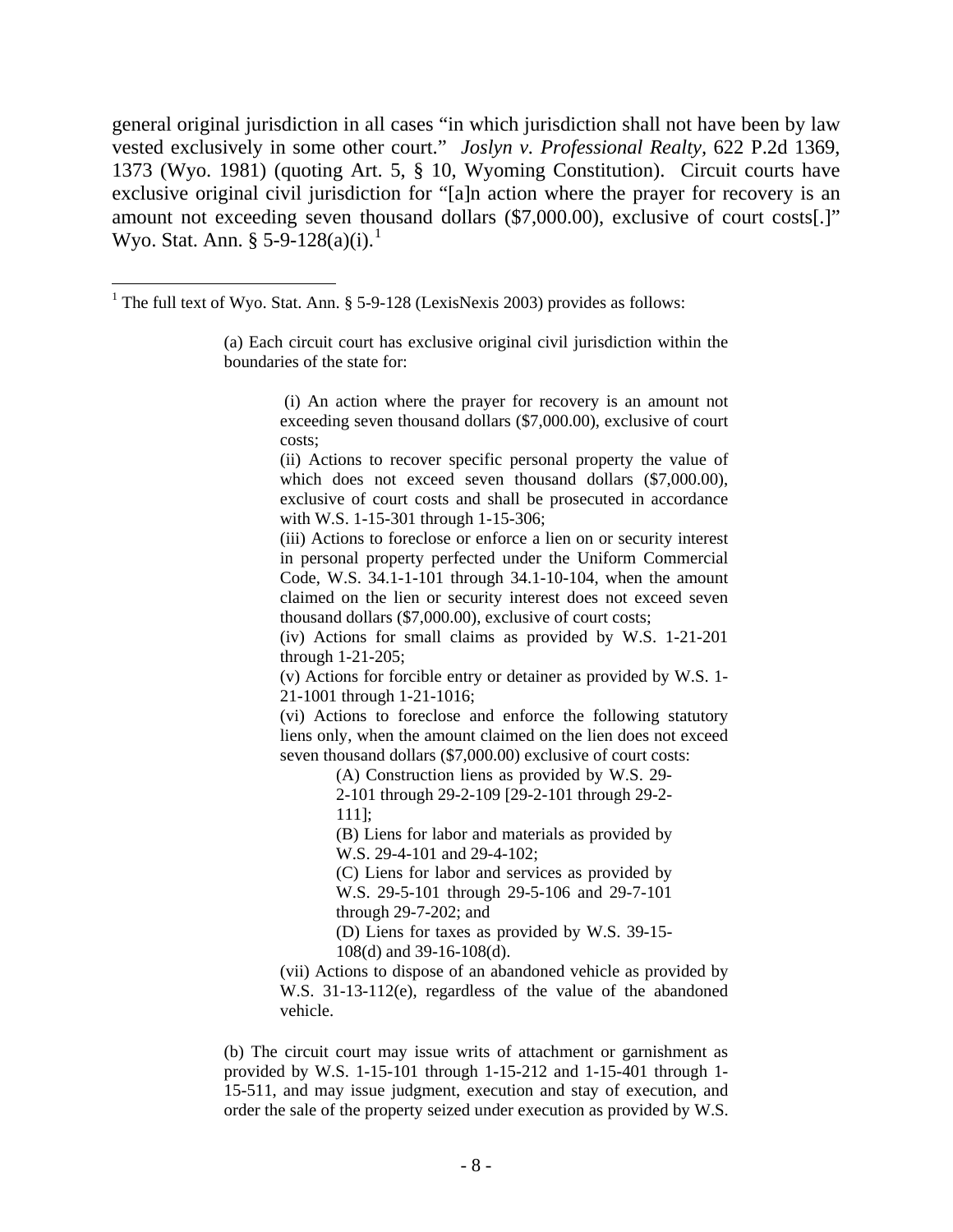general original jurisdiction in all cases "in which jurisdiction shall not have been by law vested exclusively in some other court." *Joslyn v. Professional Realty*, 622 P.2d 1369, 1373 (Wyo. 1981) (quoting Art. 5, § 10, Wyoming Constitution). Circuit courts have exclusive original civil jurisdiction for "[a]n action where the prayer for recovery is an amount not exceeding seven thousand dollars ($7,000.00), exclusive of court costs[.]" Wyo. Stat. Ann. § 5-9-128(a)(i).[1]

---

[1] The full text of Wyo. Stat. Ann. § 5-9-128 (LexisNexis 2003) provides as follows:

> (a) Each circuit court has exclusive original civil jurisdiction within the boundaries of the state for:
>
>> (i) An action where the prayer for recovery is an amount not exceeding seven thousand dollars ($7,000.00), exclusive of court costs;
>> (ii) Actions to recover specific personal property the value of which does not exceed seven thousand dollars ($7,000.00), exclusive of court costs and shall be prosecuted in accordance with W.S. 1-15-301 through 1-15-306;
>> (iii) Actions to foreclose or enforce a lien on or security interest in personal property perfected under the Uniform Commercial Code, W.S. 34.1-1-101 through 34.1-10-104, when the amount claimed on the lien or security interest does not exceed seven thousand dollars ($7,000.00), exclusive of court costs;
>> (iv) Actions for small claims as provided by W.S. 1-21-201 through 1-21-205;
>> (v) Actions for forcible entry or detainer as provided by W.S. 1-21-1001 through 1-21-1016;
>> (vi) Actions to foreclose and enforce the following statutory liens only, when the amount claimed on the lien does not exceed seven thousand dollars ($7,000.00) exclusive of court costs:
>>
>>> (A) Construction liens as provided by W.S. 29-2-101 through 29-2-109 [29-2-101 through 29-2-111];
>>> (B) Liens for labor and materials as provided by W.S. 29-4-101 and 29-4-102;
>>> (C) Liens for labor and services as provided by W.S. 29-5-101 through 29-5-106 and 29-7-101 through 29-7-202; and
>>> (D) Liens for taxes as provided by W.S. 39-15-108(d) and 39-16-108(d).
>>
>> (vii) Actions to dispose of an abandoned vehicle as provided by W.S. 31-13-112(e), regardless of the value of the abandoned vehicle.
>
> (b) The circuit court may issue writs of attachment or garnishment as provided by W.S. 1-15-101 through 1-15-212 and 1-15-401 through 1-15-511, and may issue judgment, execution and stay of execution, and order the sale of the property seized under execution as provided by W.S.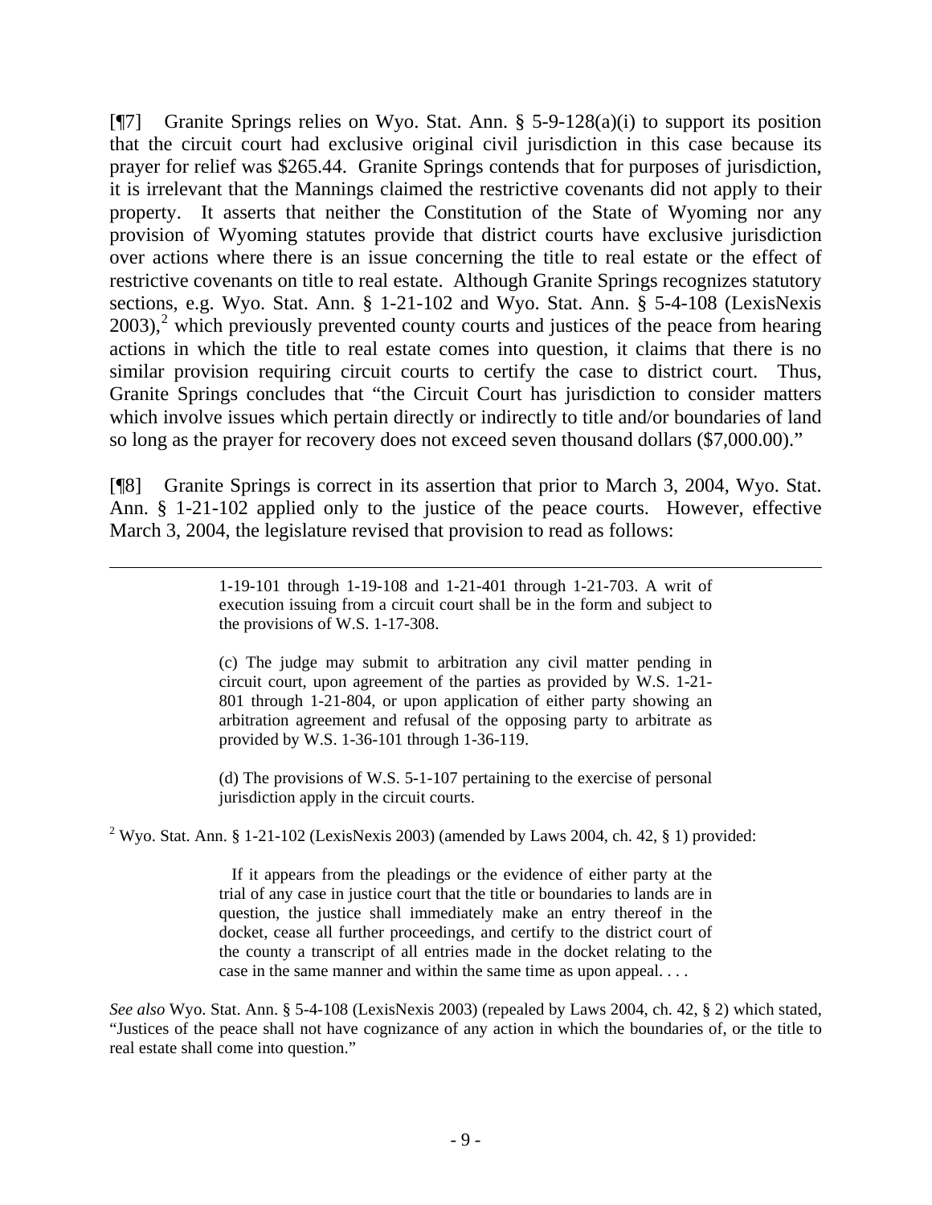[¶7] Granite Springs relies on Wyo. Stat. Ann. § 5-9-128(a)(i) to support its position that the circuit court had exclusive original civil jurisdiction in this case because its prayer for relief was $265.44. Granite Springs contends that for purposes of jurisdiction, it is irrelevant that the Mannings claimed the restrictive covenants did not apply to their property. It asserts that neither the Constitution of the State of Wyoming nor any provision of Wyoming statutes provide that district courts have exclusive jurisdiction over actions where there is an issue concerning the title to real estate or the effect of restrictive covenants on title to real estate. Although Granite Springs recognizes statutory sections, e.g. Wyo. Stat. Ann. § 1-21-102 and Wyo. Stat. Ann. § 5-4-108 (LexisNexis 2003),[2] which previously prevented county courts and justices of the peace from hearing actions in which the title to real estate comes into question, it claims that there is no similar provision requiring circuit courts to certify the case to district court. Thus, Granite Springs concludes that "the Circuit Court has jurisdiction to consider matters which involve issues which pertain directly or indirectly to title and/or boundaries of land so long as the prayer for recovery does not exceed seven thousand dollars ($7,000.00)."

[¶8] Granite Springs is correct in its assertion that prior to March 3, 2004, Wyo. Stat. Ann. § 1-21-102 applied only to the justice of the peace courts. However, effective March 3, 2004, the legislature revised that provision to read as follows:

---

> 1-19-101 through 1-19-108 and 1-21-401 through 1-21-703. A writ of execution issuing from a circuit court shall be in the form and subject to the provisions of W.S. 1-17-308.
>
> (c) The judge may submit to arbitration any civil matter pending in circuit court, upon agreement of the parties as provided by W.S. 1-21-801 through 1-21-804, or upon application of either party showing an arbitration agreement and refusal of the opposing party to arbitrate as provided by W.S. 1-36-101 through 1-36-119.
>
> (d) The provisions of W.S. 5-1-107 pertaining to the exercise of personal jurisdiction apply in the circuit courts.

[2] Wyo. Stat. Ann. § 1-21-102 (LexisNexis 2003) (amended by Laws 2004, ch. 42, § 1) provided:

> If it appears from the pleadings or the evidence of either party at the trial of any case in justice court that the title or boundaries to lands are in question, the justice shall immediately make an entry thereof in the docket, cease all further proceedings, and certify to the district court of the county a transcript of all entries made in the docket relating to the case in the same manner and within the same time as upon appeal. . . .

*See also* Wyo. Stat. Ann. § 5-4-108 (LexisNexis 2003) (repealed by Laws 2004, ch. 42, § 2) which stated, "Justices of the peace shall not have cognizance of any action in which the boundaries of, or the title to real estate shall come into question."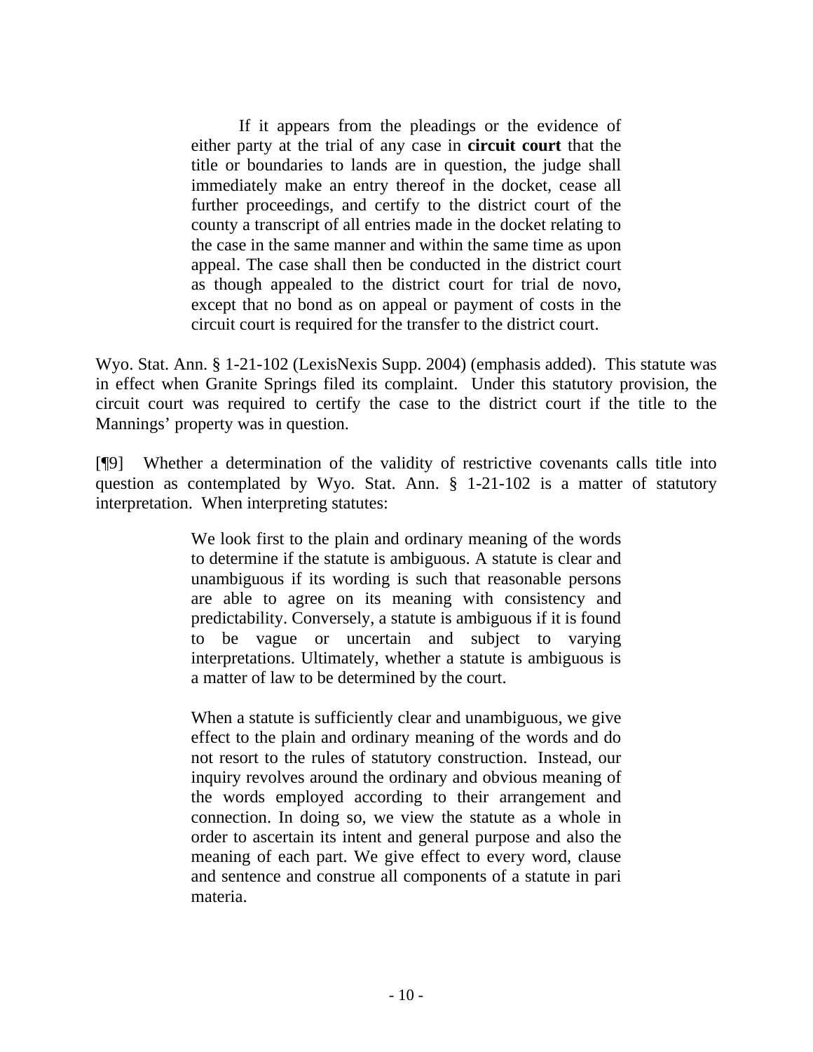> If it appears from the pleadings or the evidence of either party at the trial of any case in **circuit court** that the title or boundaries to lands are in question, the judge shall immediately make an entry thereof in the docket, cease all further proceedings, and certify to the district court of the county a transcript of all entries made in the docket relating to the case in the same manner and within the same time as upon appeal. The case shall then be conducted in the district court as though appealed to the district court for trial de novo, except that no bond as on appeal or payment of costs in the circuit court is required for the transfer to the district court.

Wyo. Stat. Ann. § 1-21-102 (LexisNexis Supp. 2004) (emphasis added). This statute was in effect when Granite Springs filed its complaint. Under this statutory provision, the circuit court was required to certify the case to the district court if the title to the Mannings' property was in question.

[¶9] Whether a determination of the validity of restrictive covenants calls title into question as contemplated by Wyo. Stat. Ann. § 1-21-102 is a matter of statutory interpretation. When interpreting statutes:

> We look first to the plain and ordinary meaning of the words to determine if the statute is ambiguous. A statute is clear and unambiguous if its wording is such that reasonable persons are able to agree on its meaning with consistency and predictability. Conversely, a statute is ambiguous if it is found to be vague or uncertain and subject to varying interpretations. Ultimately, whether a statute is ambiguous is a matter of law to be determined by the court.
>
> When a statute is sufficiently clear and unambiguous, we give effect to the plain and ordinary meaning of the words and do not resort to the rules of statutory construction. Instead, our inquiry revolves around the ordinary and obvious meaning of the words employed according to their arrangement and connection. In doing so, we view the statute as a whole in order to ascertain its intent and general purpose and also the meaning of each part. We give effect to every word, clause and sentence and construe all components of a statute in pari materia.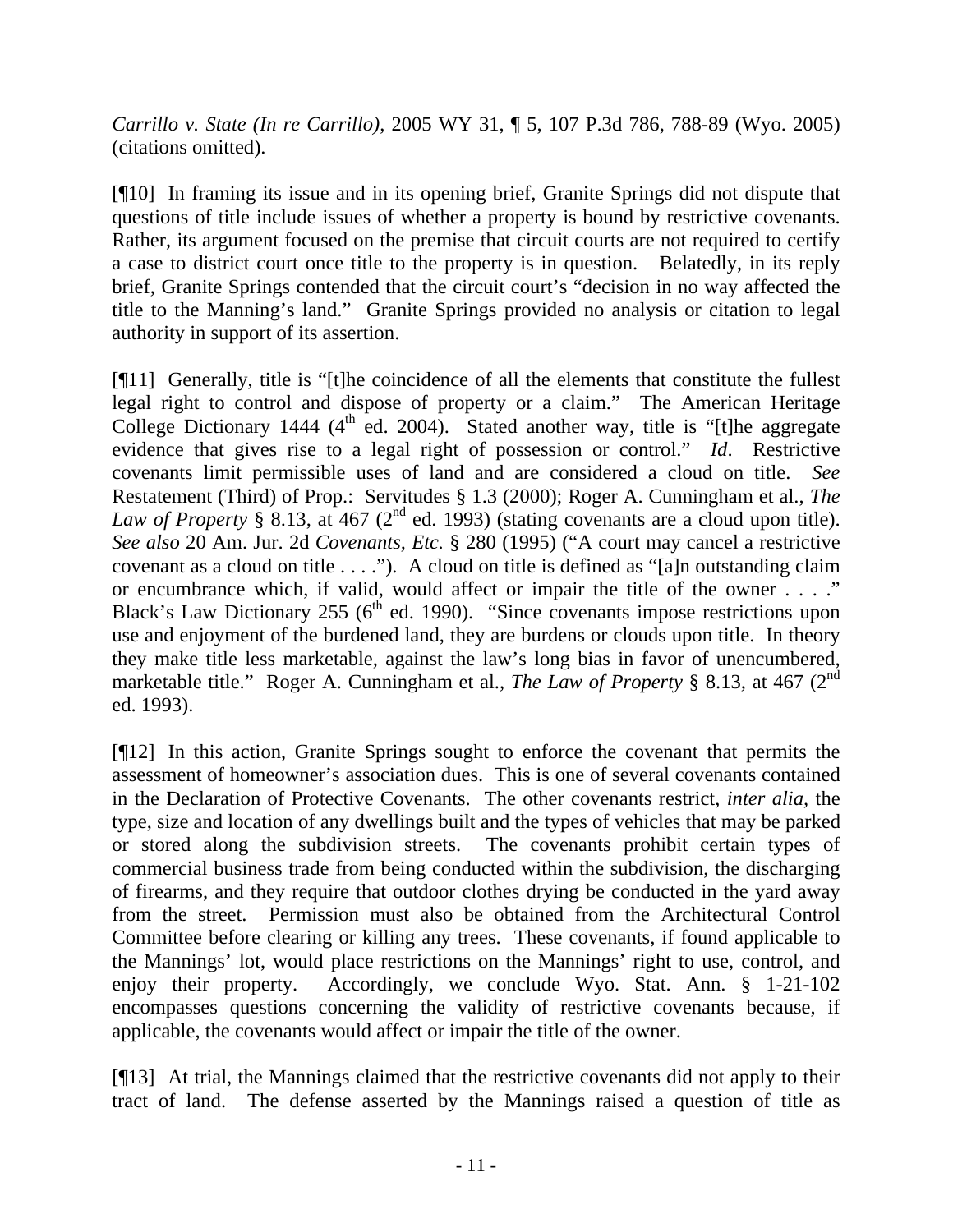*Carrillo v. State (In re Carrillo)*, 2005 WY 31, ¶ 5, 107 P.3d 786, 788-89 (Wyo. 2005) (citations omitted).

[¶10] In framing its issue and in its opening brief, Granite Springs did not dispute that questions of title include issues of whether a property is bound by restrictive covenants. Rather, its argument focused on the premise that circuit courts are not required to certify a case to district court once title to the property is in question. Belatedly, in its reply brief, Granite Springs contended that the circuit court's "decision in no way affected the title to the Manning's land." Granite Springs provided no analysis or citation to legal authority in support of its assertion.

[¶11] Generally, title is "[t]he coincidence of all the elements that constitute the fullest legal right to control and dispose of property or a claim." The American Heritage College Dictionary 1444 (4th ed. 2004). Stated another way, title is "[t]he aggregate evidence that gives rise to a legal right of possession or control." *Id*. Restrictive covenants limit permissible uses of land and are considered a cloud on title. *See* Restatement (Third) of Prop.: Servitudes § 1.3 (2000); Roger A. Cunningham et al., *The Law of Property* § 8.13, at 467 (2nd ed. 1993) (stating covenants are a cloud upon title). *See also* 20 Am. Jur. 2d *Covenants, Etc.* § 280 (1995) ("A court may cancel a restrictive covenant as a cloud on title . . . ."). A cloud on title is defined as "[a]n outstanding claim or encumbrance which, if valid, would affect or impair the title of the owner . . . ." Black's Law Dictionary 255 (6th ed. 1990). "Since covenants impose restrictions upon use and enjoyment of the burdened land, they are burdens or clouds upon title. In theory they make title less marketable, against the law's long bias in favor of unencumbered, marketable title." Roger A. Cunningham et al., *The Law of Property* § 8.13, at 467 (2nd ed. 1993).

[¶12] In this action, Granite Springs sought to enforce the covenant that permits the assessment of homeowner's association dues. This is one of several covenants contained in the Declaration of Protective Covenants. The other covenants restrict, *inter alia*, the type, size and location of any dwellings built and the types of vehicles that may be parked or stored along the subdivision streets. The covenants prohibit certain types of commercial business trade from being conducted within the subdivision, the discharging of firearms, and they require that outdoor clothes drying be conducted in the yard away from the street. Permission must also be obtained from the Architectural Control Committee before clearing or killing any trees. These covenants, if found applicable to the Mannings' lot, would place restrictions on the Mannings' right to use, control, and enjoy their property. Accordingly, we conclude Wyo. Stat. Ann. § 1-21-102 encompasses questions concerning the validity of restrictive covenants because, if applicable, the covenants would affect or impair the title of the owner.

[¶13] At trial, the Mannings claimed that the restrictive covenants did not apply to their tract of land. The defense asserted by the Mannings raised a question of title as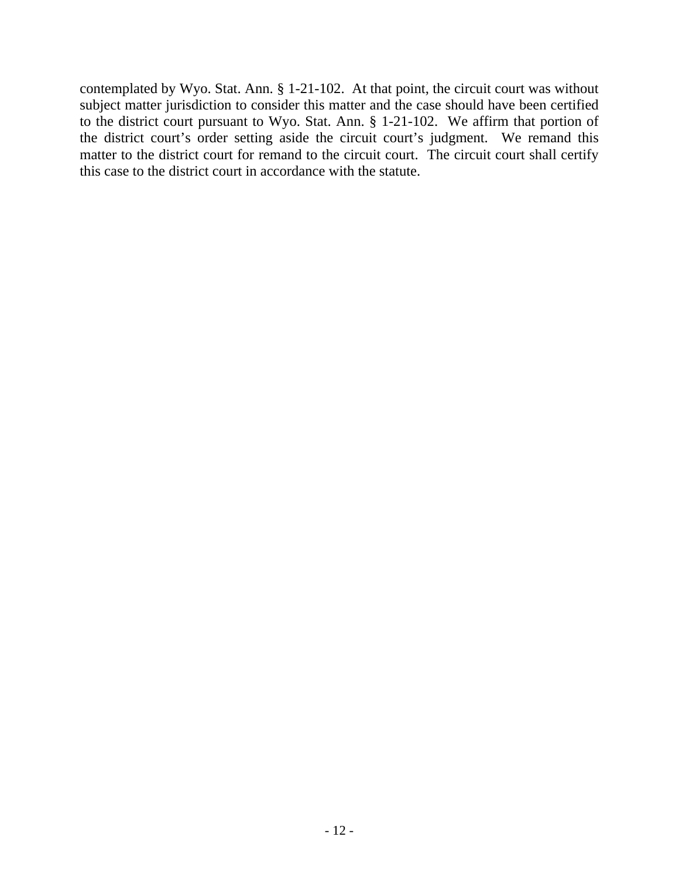contemplated by Wyo. Stat. Ann. § 1-21-102. At that point, the circuit court was without subject matter jurisdiction to consider this matter and the case should have been certified to the district court pursuant to Wyo. Stat. Ann. § 1-21-102. We affirm that portion of the district court's order setting aside the circuit court's judgment. We remand this matter to the district court for remand to the circuit court. The circuit court shall certify this case to the district court in accordance with the statute.